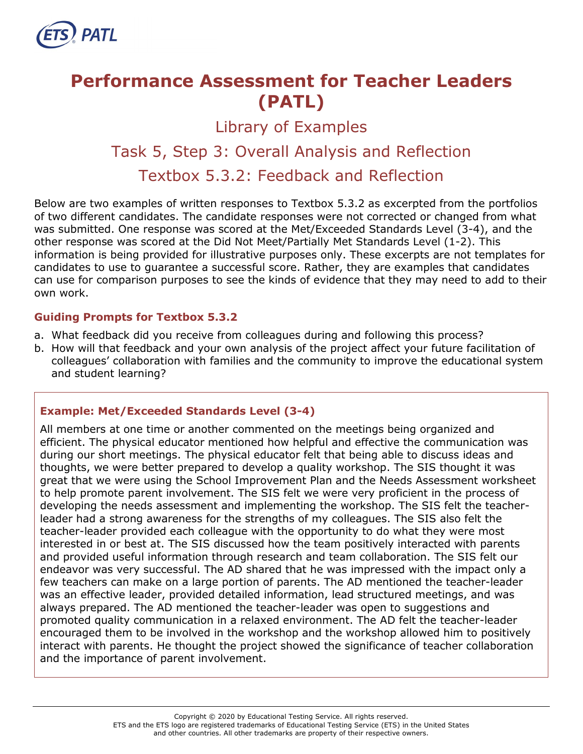# Performance Assessment for Teacher Leaders (PATL)

## Library of Examples

## Task 5, Step 3: Overall Analysis and Reflection

## Textbox 5.3.2: Feedback and Reflection

Below are two examples of written responses to Textbox 5.3.2 as excerpted from the portfolios of two different candidates. The candidate responses were not corrected or changed from what was submitted. One response was scored at the Met/Exceeded Standards Level (3-4), and the other response was scored at the Did Not Meet/Partially Met Standards Level (1-2). This information is being provided for illustrative purposes only. These excerpts are not templates for candidates to use to guarantee a successful score. Rather, they are examples that candidates can use for comparison purposes to see the kinds of evidence that they may need to add to their own work.

### Guiding Prompts for Textbox 5.3.2

a. What feedback did you receive from colleagues during and following this process?
b. How will that feedback and your own analysis of the project affect your future facilitation of colleagues' collaboration with families and the community to improve the educational system and student learning?

### Example: Met/Exceeded Standards Level (3-4)

All members at one time or another commented on the meetings being organized and efficient. The physical educator mentioned how helpful and effective the communication was during our short meetings. The physical educator felt that being able to discuss ideas and thoughts, we were better prepared to develop a quality workshop. The SIS thought it was great that we were using the School Improvement Plan and the Needs Assessment worksheet to help promote parent involvement. The SIS felt we were very proficient in the process of developing the needs assessment and implementing the workshop. The SIS felt the teacher-leader had a strong awareness for the strengths of my colleagues. The SIS also felt the teacher-leader provided each colleague with the opportunity to do what they were most interested in or best at. The SIS discussed how the team positively interacted with parents and provided useful information through research and team collaboration. The SIS felt our endeavor was very successful. The AD shared that he was impressed with the impact only a few teachers can make on a large portion of parents. The AD mentioned the teacher-leader was an effective leader, provided detailed information, lead structured meetings, and was always prepared. The AD mentioned the teacher-leader was open to suggestions and promoted quality communication in a relaxed environment. The AD felt the teacher-leader encouraged them to be involved in the workshop and the workshop allowed him to positively interact with parents. He thought the project showed the significance of teacher collaboration and the importance of parent involvement.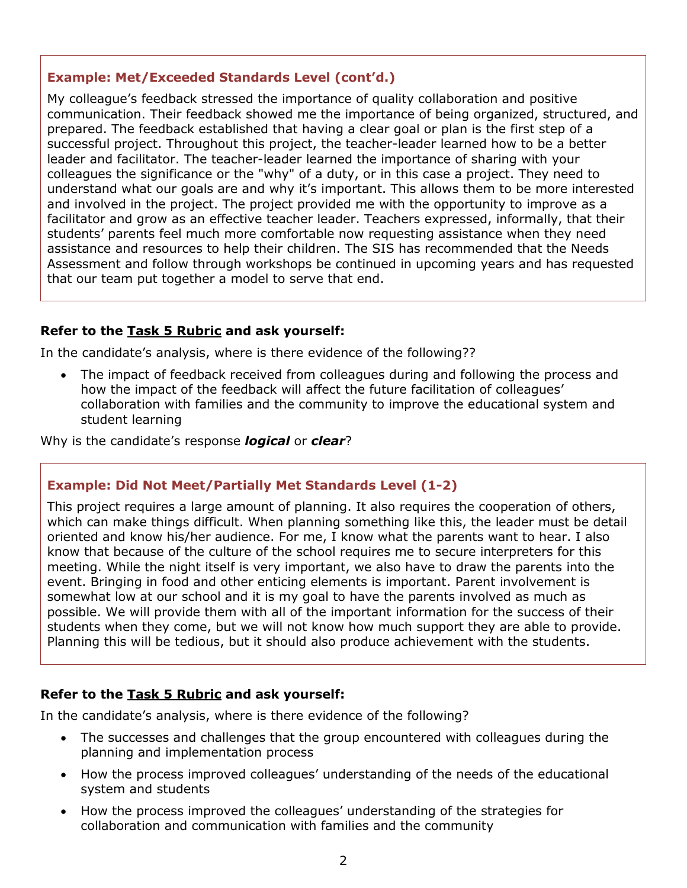### Example: Met/Exceeded Standards Level (cont'd.)

My colleague's feedback stressed the importance of quality collaboration and positive communication. Their feedback showed me the importance of being organized, structured, and prepared. The feedback established that having a clear goal or plan is the first step of a successful project. Throughout this project, the teacher-leader learned how to be a better leader and facilitator. The teacher-leader learned the importance of sharing with your colleagues the significance or the "why" of a duty, or in this case a project. They need to understand what our goals are and why it's important. This allows them to be more interested and involved in the project. The project provided me with the opportunity to improve as a facilitator and grow as an effective teacher leader. Teachers expressed, informally, that their students' parents feel much more comfortable now requesting assistance when they need assistance and resources to help their children. The SIS has recommended that the Needs Assessment and follow through workshops be continued in upcoming years and has requested that our team put together a model to serve that end.

**Refer to the Task 5 Rubric and ask yourself:**

In the candidate's analysis, where is there evidence of the following??

- The impact of feedback received from colleagues during and following the process and how the impact of the feedback will affect the future facilitation of colleagues' collaboration with families and the community to improve the educational system and student learning

Why is the candidate's response ***logical*** or ***clear***?

### Example: Did Not Meet/Partially Met Standards Level (1-2)

This project requires a large amount of planning. It also requires the cooperation of others, which can make things difficult. When planning something like this, the leader must be detail oriented and know his/her audience. For me, I know what the parents want to hear. I also know that because of the culture of the school requires me to secure interpreters for this meeting. While the night itself is very important, we also have to draw the parents into the event. Bringing in food and other enticing elements is important. Parent involvement is somewhat low at our school and it is my goal to have the parents involved as much as possible. We will provide them with all of the important information for the success of their students when they come, but we will not know how much support they are able to provide. Planning this will be tedious, but it should also produce achievement with the students.

**Refer to the Task 5 Rubric and ask yourself:**

In the candidate's analysis, where is there evidence of the following?

- The successes and challenges that the group encountered with colleagues during the planning and implementation process
- How the process improved colleagues' understanding of the needs of the educational system and students
- How the process improved the colleagues' understanding of the strategies for collaboration and communication with families and the community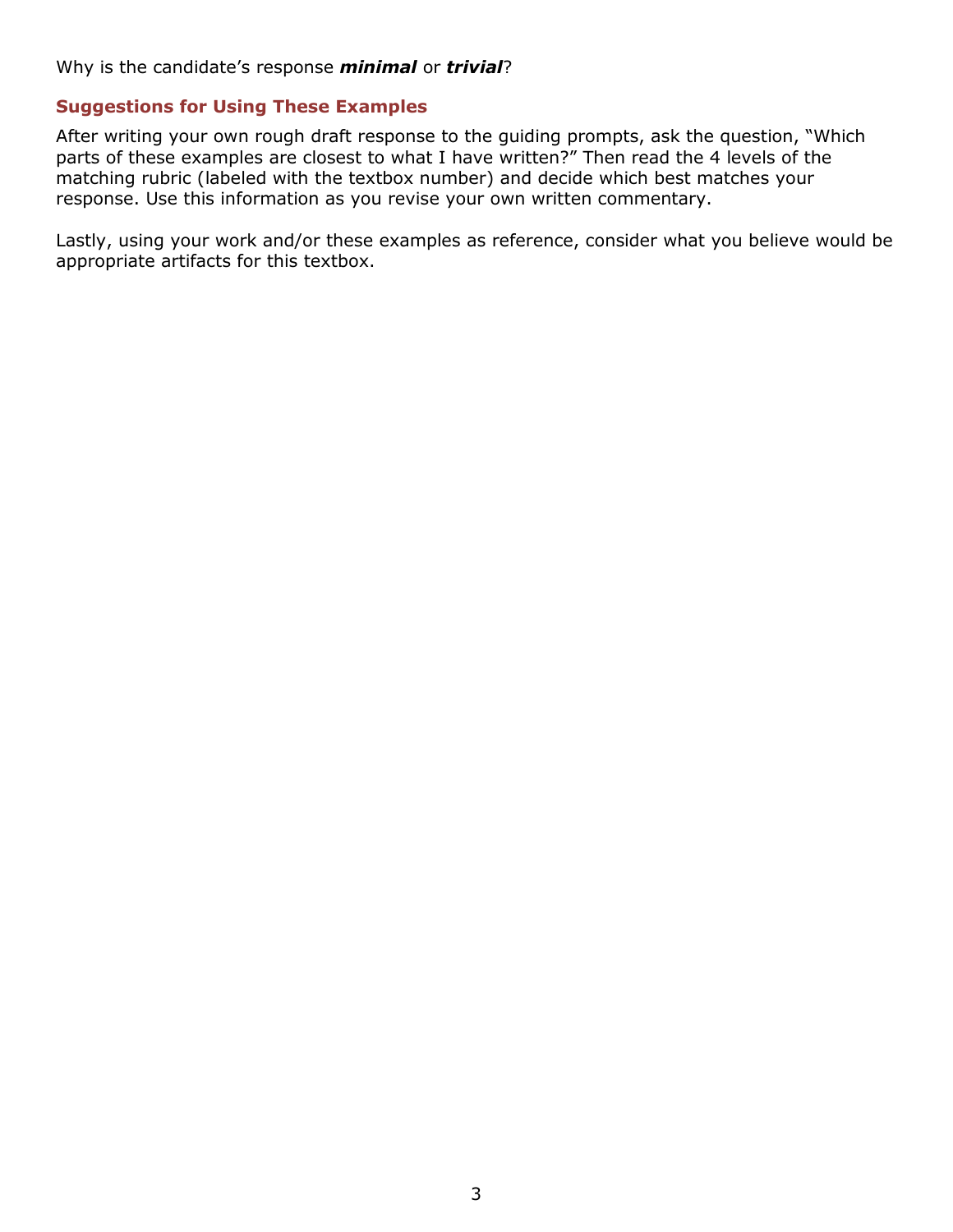Why is the candidate's response ***minimal*** or ***trivial***?

## Suggestions for Using These Examples

After writing your own rough draft response to the guiding prompts, ask the question, "Which parts of these examples are closest to what I have written?" Then read the 4 levels of the matching rubric (labeled with the textbox number) and decide which best matches your response. Use this information as you revise your own written commentary.

Lastly, using your work and/or these examples as reference, consider what you believe would be appropriate artifacts for this textbox.